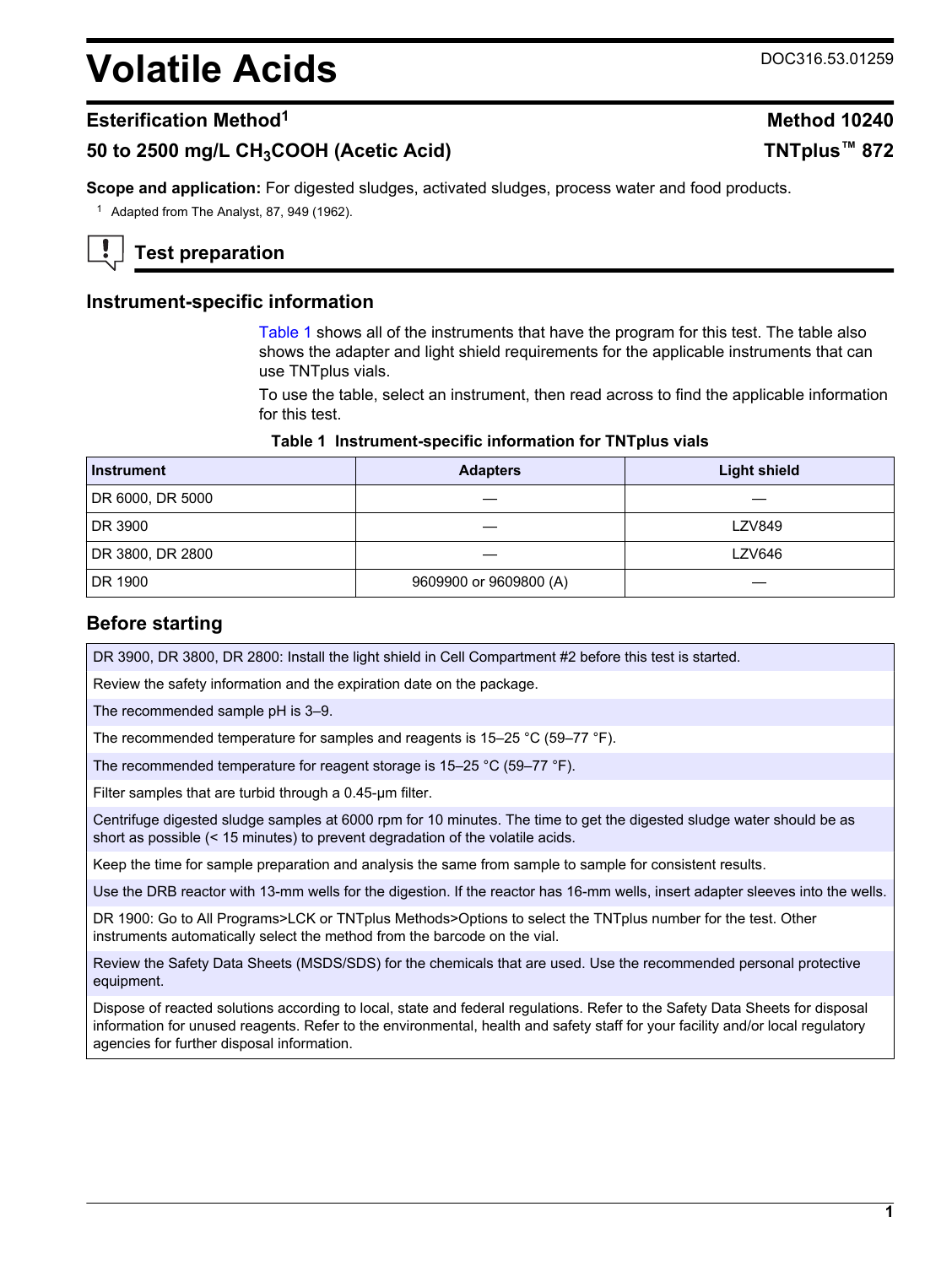# Volatile Acids

DOC316.53.01259

## Esterification Method[1]

**Method 10240**

## 50 to 2500 mg/L $CH_3COOH$ (Acetic Acid)

**TNTplus™ 872**

**Scope and application:** For digested sludges, activated sludges, process water and food products.

[1] Adapted from The Analyst, 87, 949 (1962).

## Test preparation

### Instrument-specific information

Table 1 shows all of the instruments that have the program for this test. The table also shows the adapter and light shield requirements for the applicable instruments that can use TNTplus vials.

To use the table, select an instrument, then read across to find the applicable information for this test.

**Table 1 Instrument-specific information for TNTplus vials**

| Instrument | Adapters | Light shield |
|---|---|---|
| DR 6000, DR 5000 | — | — |
| DR 3900 | — | LZV849 |
| DR 3800, DR 2800 | — | LZV646 |
| DR 1900 | 9609900 or 9609800 (A) | — |

### Before starting

DR 3900, DR 3800, DR 2800: Install the light shield in Cell Compartment #2 before this test is started.

Review the safety information and the expiration date on the package.

The recommended sample pH is 3–9.

The recommended temperature for samples and reagents is 15–25 °C (59–77 °F).

The recommended temperature for reagent storage is 15–25 °C (59–77 °F).

Filter samples that are turbid through a 0.45-µm filter.

Centrifuge digested sludge samples at 6000 rpm for 10 minutes. The time to get the digested sludge water should be as short as possible (< 15 minutes) to prevent degradation of the volatile acids.

Keep the time for sample preparation and analysis the same from sample to sample for consistent results.

Use the DRB reactor with 13-mm wells for the digestion. If the reactor has 16-mm wells, insert adapter sleeves into the wells.

DR 1900: Go to All Programs>LCK or TNTplus Methods>Options to select the TNTplus number for the test. Other instruments automatically select the method from the barcode on the vial.

Review the Safety Data Sheets (MSDS/SDS) for the chemicals that are used. Use the recommended personal protective equipment.

Dispose of reacted solutions according to local, state and federal regulations. Refer to the Safety Data Sheets for disposal information for unused reagents. Refer to the environmental, health and safety staff for your facility and/or local regulatory agencies for further disposal information.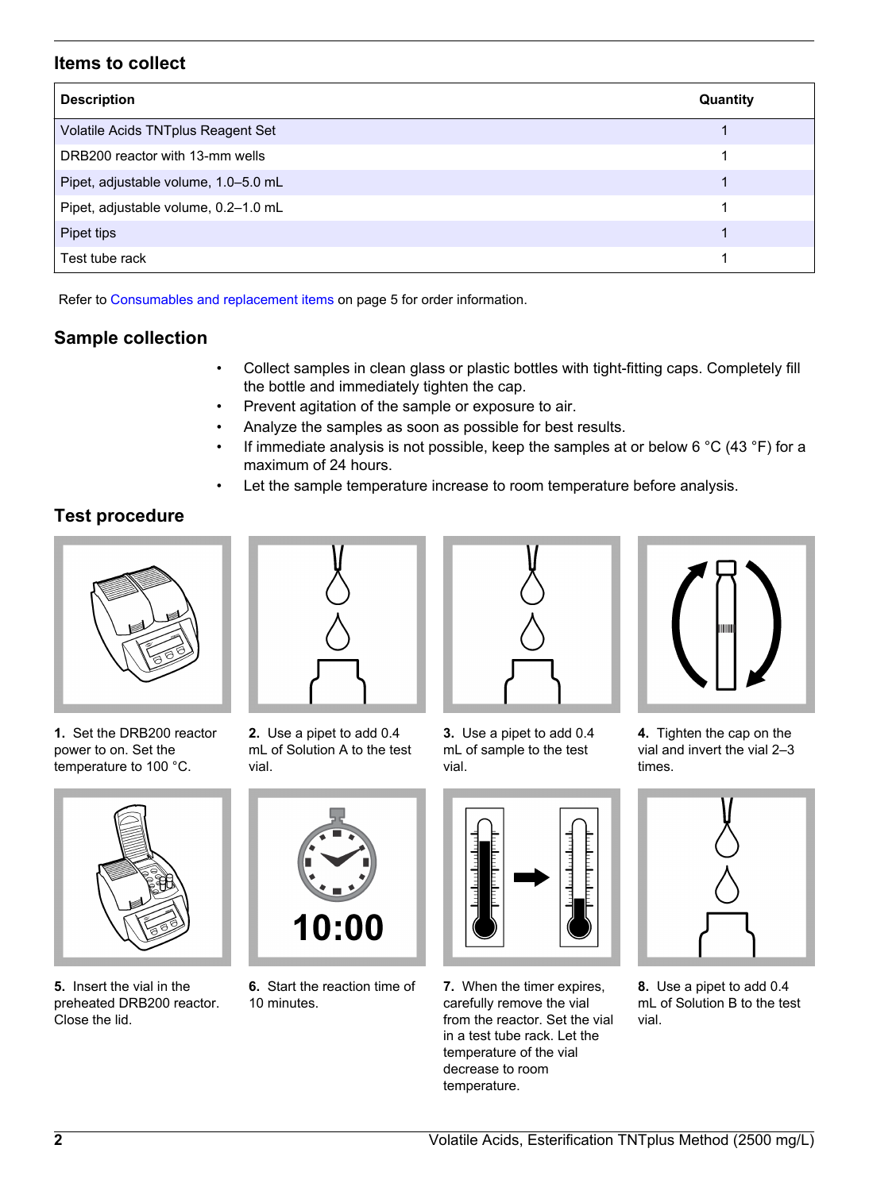## Items to collect

| Description | Quantity |
| --- | --- |
| Volatile Acids TNTplus Reagent Set | 1 |
| DRB200 reactor with 13-mm wells | 1 |
| Pipet, adjustable volume, 1.0–5.0 mL | 1 |
| Pipet, adjustable volume, 0.2–1.0 mL | 1 |
| Pipet tips | 1 |
| Test tube rack | 1 |

Refer to Consumables and replacement items on page 5 for order information.

## Sample collection

- Collect samples in clean glass or plastic bottles with tight-fitting caps. Completely fill the bottle and immediately tighten the cap.
- Prevent agitation of the sample or exposure to air.
- Analyze the samples as soon as possible for best results.
- If immediate analysis is not possible, keep the samples at or below 6 °C (43 °F) for a maximum of 24 hours.
- Let the sample temperature increase to room temperature before analysis.

## Test procedure

**1.** Set the DRB200 reactor power to on. Set the temperature to 100 °C.

**2.** Use a pipet to add 0.4 mL of Solution A to the test vial.

**3.** Use a pipet to add 0.4 mL of sample to the test vial.

**4.** Tighten the cap on the vial and invert the vial 2–3 times.

**5.** Insert the vial in the preheated DRB200 reactor. Close the lid.

**6.** Start the reaction time of 10 minutes.

**7.** When the timer expires, carefully remove the vial from the reactor. Set the vial in a test tube rack. Let the temperature of the vial decrease to room temperature.

**8.** Use a pipet to add 0.4 mL of Solution B to the test vial.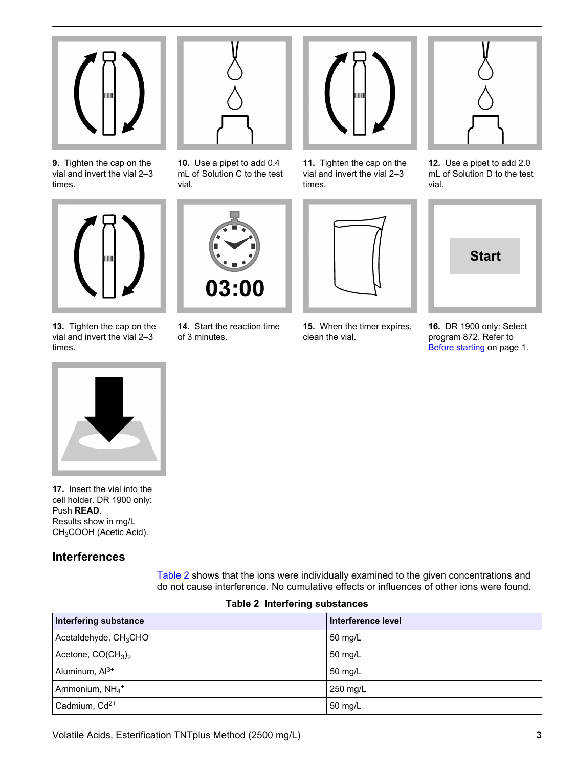**9.** Tighten the cap on the vial and invert the vial 2–3 times.

**10.** Use a pipet to add 0.4 mL of Solution C to the test vial.

**11.** Tighten the cap on the vial and invert the vial 2–3 times.

**12.** Use a pipet to add 2.0 mL of Solution D to the test vial.

**13.** Tighten the cap on the vial and invert the vial 2–3 times.

**14.** Start the reaction time of 3 minutes.

**15.** When the timer expires, clean the vial.

**16.** DR 1900 only: Select program 872. Refer to Before starting on page 1.

**17.** Insert the vial into the cell holder. DR 1900 only: Push **READ**.
Results show in mg/L $CH_3COOH$ (Acetic Acid).

## Interferences

Table 2 shows that the ions were individually examined to the given concentrations and do not cause interference. No cumulative effects or influences of other ions were found.

**Table 2 Interfering substances**

| Interfering substance | Interference level |
| --- | --- |
| Acetaldehyde, $CH_3CHO$ | 50 mg/L |
| Acetone, $CO(CH_3)_2$ | 50 mg/L |
| Aluminum, $Al^{3+}$ | 50 mg/L |
| Ammonium, $NH_4^+$ | 250 mg/L |
| Cadmium, $Cd^{2+}$ | 50 mg/L |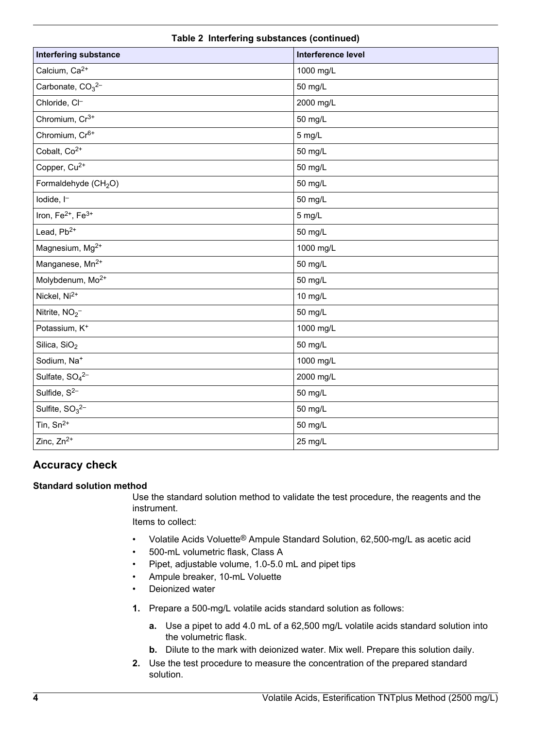**Table 2 Interfering substances (continued)**

| Interfering substance | Interference level |
| --- | --- |
| Calcium, $Ca^{2+}$ | 1000 mg/L |
| Carbonate, $CO_3^{2-}$ | 50 mg/L |
| Chloride, $Cl^-$ | 2000 mg/L |
| Chromium, $Cr^{3+}$ | 50 mg/L |
| Chromium, $Cr^{6+}$ | 5 mg/L |
| Cobalt, $Co^{2+}$ | 50 mg/L |
| Copper, $Cu^{2+}$ | 50 mg/L |
| Formaldehyde ($CH_2O$) | 50 mg/L |
| Iodide, $I^-$ | 50 mg/L |
| Iron, $Fe^{2+}$, $Fe^{3+}$ | 5 mg/L |
| Lead, $Pb^{2+}$ | 50 mg/L |
| Magnesium, $Mg^{2+}$ | 1000 mg/L |
| Manganese, $Mn^{2+}$ | 50 mg/L |
| Molybdenum, $Mo^{2+}$ | 50 mg/L |
| Nickel, $Ni^{2+}$ | 10 mg/L |
| Nitrite, $NO_2^-$ | 50 mg/L |
| Potassium, $K^+$ | 1000 mg/L |
| Silica, $SiO_2$ | 50 mg/L |
| Sodium, $Na^+$ | 1000 mg/L |
| Sulfate, $SO_4^{2-}$ | 2000 mg/L |
| Sulfide, $S^{2-}$ | 50 mg/L |
| Sulfite, $SO_3^{2-}$ | 50 mg/L |
| Tin, $Sn^{2+}$ | 50 mg/L |
| Zinc, $Zn^{2+}$ | 25 mg/L |

## Accuracy check

### Standard solution method

Use the standard solution method to validate the test procedure, the reagents and the instrument.

Items to collect:

- Volatile Acids Voluette® Ampule Standard Solution, 62,500-mg/L as acetic acid
- 500-mL volumetric flask, Class A
- Pipet, adjustable volume, 1.0-5.0 mL and pipet tips
- Ampule breaker, 10-mL Voluette
- Deionized water

1. Prepare a 500-mg/L volatile acids standard solution as follows:
   a. Use a pipet to add 4.0 mL of a 62,500 mg/L volatile acids standard solution into the volumetric flask.
   b. Dilute to the mark with deionized water. Mix well. Prepare this solution daily.
2. Use the test procedure to measure the concentration of the prepared standard solution.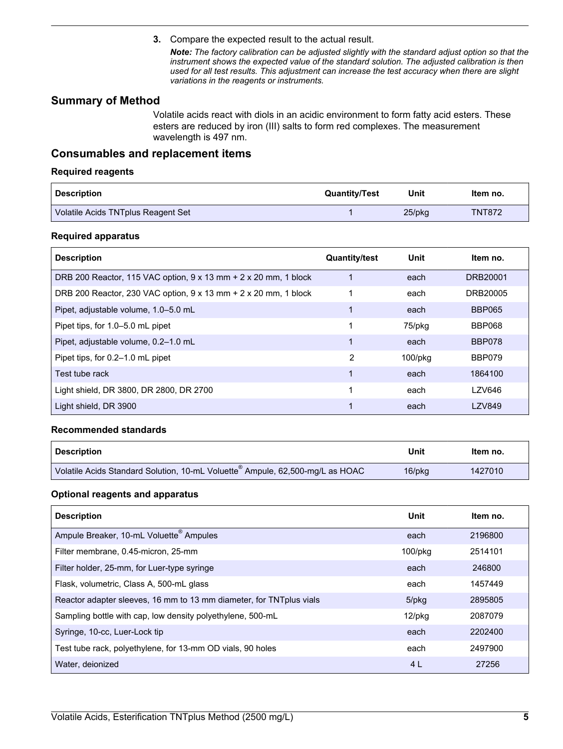3. Compare the expected result to the actual result.

   ***Note:*** *The factory calibration can be adjusted slightly with the standard adjust option so that the instrument shows the expected value of the standard solution. The adjusted calibration is then used for all test results. This adjustment can increase the test accuracy when there are slight variations in the reagents or instruments.*

## Summary of Method

Volatile acids react with diols in an acidic environment to form fatty acid esters. These esters are reduced by iron (III) salts to form red complexes. The measurement wavelength is 497 nm.

## Consumables and replacement items

### Required reagents

| Description | Quantity/Test | Unit | Item no. |
|---|---|---|---|
| Volatile Acids TNTplus Reagent Set | 1 | 25/pkg | TNT872 |

### Required apparatus

| Description | Quantity/test | Unit | Item no. |
|---|---|---|---|
| DRB 200 Reactor, 115 VAC option, 9 x 13 mm + 2 x 20 mm, 1 block | 1 | each | DRB20001 |
| DRB 200 Reactor, 230 VAC option, 9 x 13 mm + 2 x 20 mm, 1 block | 1 | each | DRB20005 |
| Pipet, adjustable volume, 1.0–5.0 mL | 1 | each | BBP065 |
| Pipet tips, for 1.0–5.0 mL pipet | 1 | 75/pkg | BBP068 |
| Pipet, adjustable volume, 0.2–1.0 mL | 1 | each | BBP078 |
| Pipet tips, for 0.2–1.0 mL pipet | 2 | 100/pkg | BBP079 |
| Test tube rack | 1 | each | 1864100 |
| Light shield, DR 3800, DR 2800, DR 2700 | 1 | each | LZV646 |
| Light shield, DR 3900 | 1 | each | LZV849 |

### Recommended standards

| Description | Unit | Item no. |
|---|---|---|
| Volatile Acids Standard Solution, 10-mL Voluette® Ampule, 62,500-mg/L as HOAC | 16/pkg | 1427010 |

### Optional reagents and apparatus

| Description | Unit | Item no. |
|---|---|---|
| Ampule Breaker, 10-mL Voluette® Ampules | each | 2196800 |
| Filter membrane, 0.45-micron, 25-mm | 100/pkg | 2514101 |
| Filter holder, 25-mm, for Luer-type syringe | each | 246800 |
| Flask, volumetric, Class A, 500-mL glass | each | 1457449 |
| Reactor adapter sleeves, 16 mm to 13 mm diameter, for TNTplus vials | 5/pkg | 2895805 |
| Sampling bottle with cap, low density polyethylene, 500-mL | 12/pkg | 2087079 |
| Syringe, 10-cc, Luer-Lock tip | each | 2202400 |
| Test tube rack, polyethylene, for 13-mm OD vials, 90 holes | each | 2497900 |
| Water, deionized | 4 L | 27256 |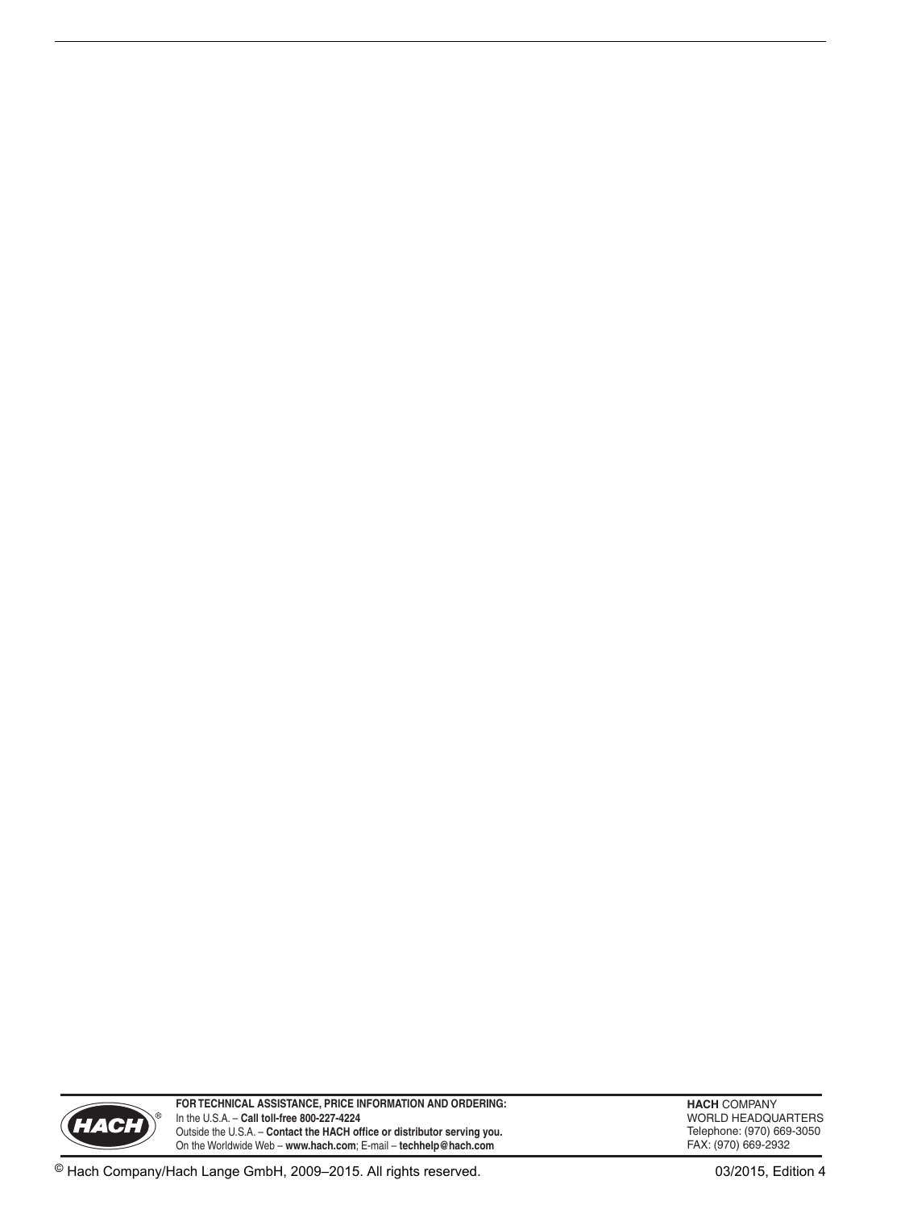**FOR TECHNICAL ASSISTANCE, PRICE INFORMATION AND ORDERING:**
In the U.S.A. – **Call toll-free 800-227-4224**
Outside the U.S.A. – **Contact the HACH office or distributor serving you.**
On the Worldwide Web – **www.hach.com**; E-mail – **techhelp@hach.com**

**HACH** COMPANY
WORLD HEADQUARTERS
Telephone: (970) 669-3050
FAX: (970) 669-2932

© Hach Company/Hach Lange GmbH, 2009–2015. All rights reserved.

03/2015, Edition 4